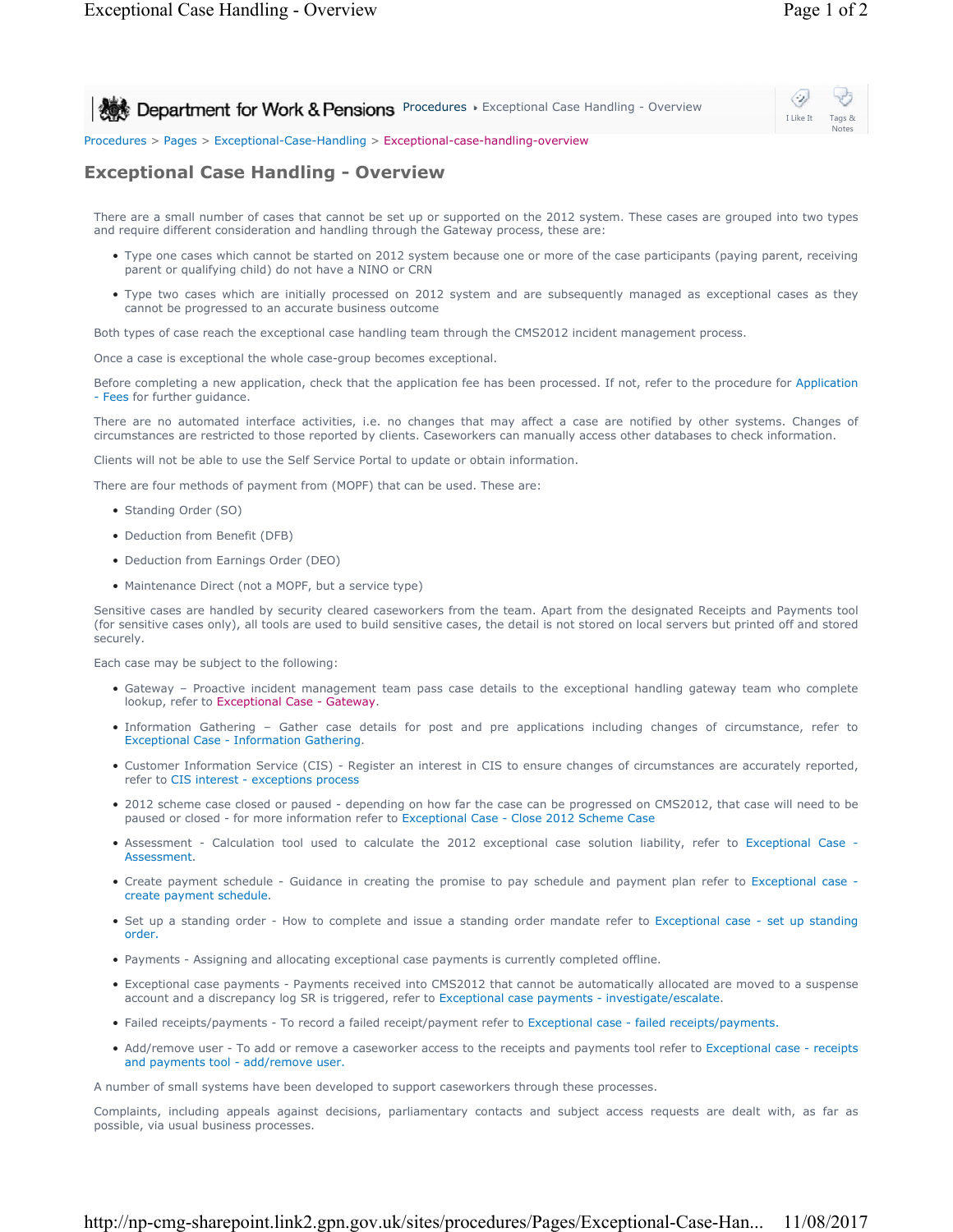Department for Work & Pensions Procedures ▸ Exceptional Case Handling - Overview

Procedures > Pages > Exceptional-Case-Handling > Exceptional-case-handling-overview

# Exceptional Case Handling - Overview

There are a small number of cases that cannot be set up or supported on the 2012 system. These cases are grouped into two types and require different consideration and handling through the Gateway process, these are:

- Type one cases which cannot be started on 2012 system because one or more of the case participants (paying parent, receiving parent or qualifying child) do not have a NINO or CRN
- Type two cases which are initially processed on 2012 system and are subsequently managed as exceptional cases as they cannot be progressed to an accurate business outcome

Both types of case reach the exceptional case handling team through the CMS2012 incident management process.

Once a case is exceptional the whole case-group becomes exceptional.

Before completing a new application, check that the application fee has been processed. If not, refer to the procedure for Application - Fees for further guidance.

There are no automated interface activities, i.e. no changes that may affect a case are notified by other systems. Changes of circumstances are restricted to those reported by clients. Caseworkers can manually access other databases to check information.

Clients will not be able to use the Self Service Portal to update or obtain information.

There are four methods of payment from (MOPF) that can be used. These are:

- Standing Order (SO)
- Deduction from Benefit (DFB)
- Deduction from Earnings Order (DEO)
- Maintenance Direct (not a MOPF, but a service type)

Sensitive cases are handled by security cleared caseworkers from the team. Apart from the designated Receipts and Payments tool (for sensitive cases only), all tools are used to build sensitive cases, the detail is not stored on local servers but printed off and stored securely.

Each case may be subject to the following:

- Gateway – Proactive incident management team pass case details to the exceptional handling gateway team who complete lookup, refer to Exceptional Case - Gateway.
- Information Gathering – Gather case details for post and pre applications including changes of circumstance, refer to Exceptional Case - Information Gathering.
- Customer Information Service (CIS) - Register an interest in CIS to ensure changes of circumstances are accurately reported, refer to CIS interest - exceptions process
- 2012 scheme case closed or paused - depending on how far the case can be progressed on CMS2012, that case will need to be paused or closed - for more information refer to Exceptional Case - Close 2012 Scheme Case
- Assessment - Calculation tool used to calculate the 2012 exceptional case solution liability, refer to Exceptional Case - Assessment.
- Create payment schedule - Guidance in creating the promise to pay schedule and payment plan refer to Exceptional case - create payment schedule.
- Set up a standing order - How to complete and issue a standing order mandate refer to Exceptional case - set up standing order.
- Payments - Assigning and allocating exceptional case payments is currently completed offline.
- Exceptional case payments - Payments received into CMS2012 that cannot be automatically allocated are moved to a suspense account and a discrepancy log SR is triggered, refer to Exceptional case payments - investigate/escalate.
- Failed receipts/payments - To record a failed receipt/payment refer to Exceptional case - failed receipts/payments.
- Add/remove user - To add or remove a caseworker access to the receipts and payments tool refer to Exceptional case - receipts and payments tool - add/remove user.

A number of small systems have been developed to support caseworkers through these processes.

Complaints, including appeals against decisions, parliamentary contacts and subject access requests are dealt with, as far as possible, via usual business processes.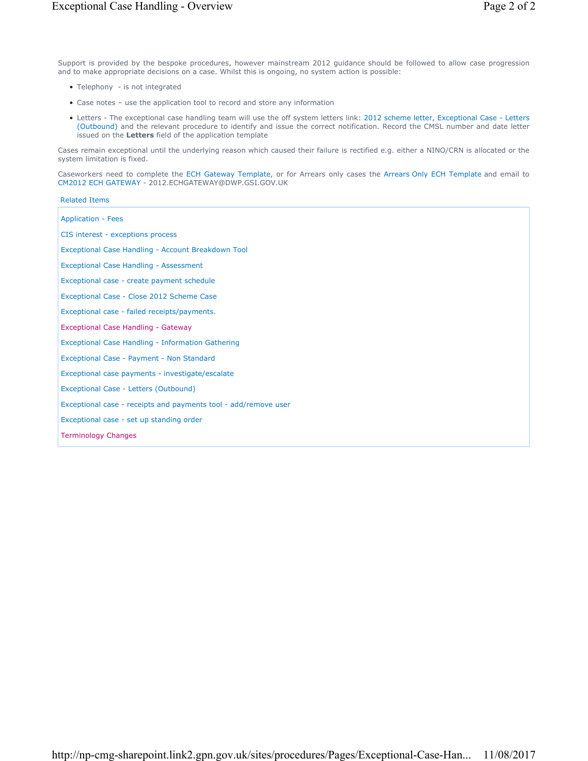Support is provided by the bespoke procedures, however mainstream 2012 guidance should be followed to allow case progression and to make appropriate decisions on a case. Whilst this is ongoing, no system action is possible:

- Telephony - is not integrated
- Case notes – use the application tool to record and store any information
- Letters - The exceptional case handling team will use the off system letters link: 2012 scheme letter, Exceptional Case - Letters (Outbound) and the relevant procedure to identify and issue the correct notification. Record the CMSL number and date letter issued on the **Letters** field of the application template

Cases remain exceptional until the underlying reason which caused their failure is rectified e.g. either a NINO/CRN is allocated or the system limitation is fixed.

Caseworkers need to complete the ECH Gateway Template, or for Arrears only cases the Arrears Only ECH Template and email to CM2012 ECH GATEWAY - 2012.ECHGATEWAY@DWP.GSI.GOV.UK

Related Items

- Application - Fees
- CIS interest - exceptions process
- Exceptional Case Handling - Account Breakdown Tool
- Exceptional Case Handling - Assessment
- Exceptional case - create payment schedule
- Exceptional Case - Close 2012 Scheme Case
- Exceptional case - failed receipts/payments.
- Exceptional Case Handling - Gateway
- Exceptional Case Handling - Information Gathering
- Exceptional Case - Payment - Non Standard
- Exceptional case payments - investigate/escalate
- Exceptional Case - Letters (Outbound)
- Exceptional case - receipts and payments tool - add/remove user
- Exceptional case - set up standing order
- Terminology Changes